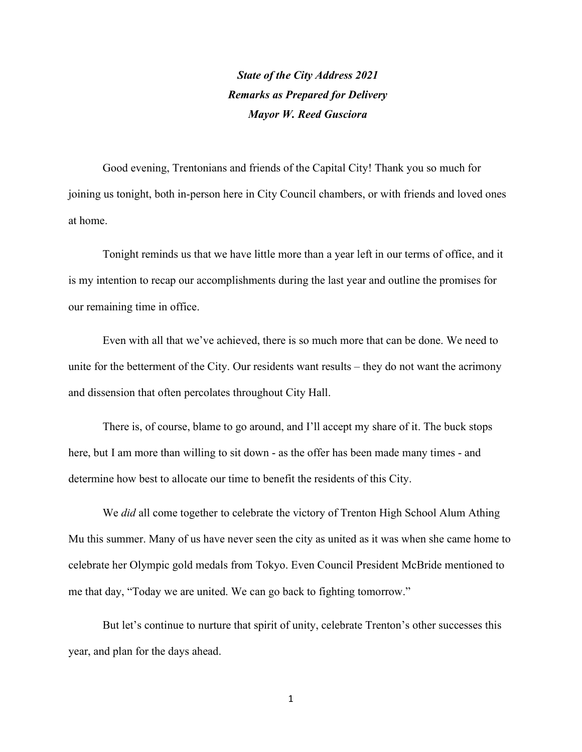***State of the City Address 2021***
***Remarks as Prepared for Delivery***
***Mayor W. Reed Gusciora***

Good evening, Trentonians and friends of the Capital City! Thank you so much for joining us tonight, both in-person here in City Council chambers, or with friends and loved ones at home.

Tonight reminds us that we have little more than a year left in our terms of office, and it is my intention to recap our accomplishments during the last year and outline the promises for our remaining time in office.

Even with all that we've achieved, there is so much more that can be done. We need to unite for the betterment of the City. Our residents want results – they do not want the acrimony and dissension that often percolates throughout City Hall.

There is, of course, blame to go around, and I'll accept my share of it. The buck stops here, but I am more than willing to sit down - as the offer has been made many times - and determine how best to allocate our time to benefit the residents of this City.

We *did* all come together to celebrate the victory of Trenton High School Alum Athing Mu this summer. Many of us have never seen the city as united as it was when she came home to celebrate her Olympic gold medals from Tokyo. Even Council President McBride mentioned to me that day, "Today we are united. We can go back to fighting tomorrow."

But let's continue to nurture that spirit of unity, celebrate Trenton's other successes this year, and plan for the days ahead.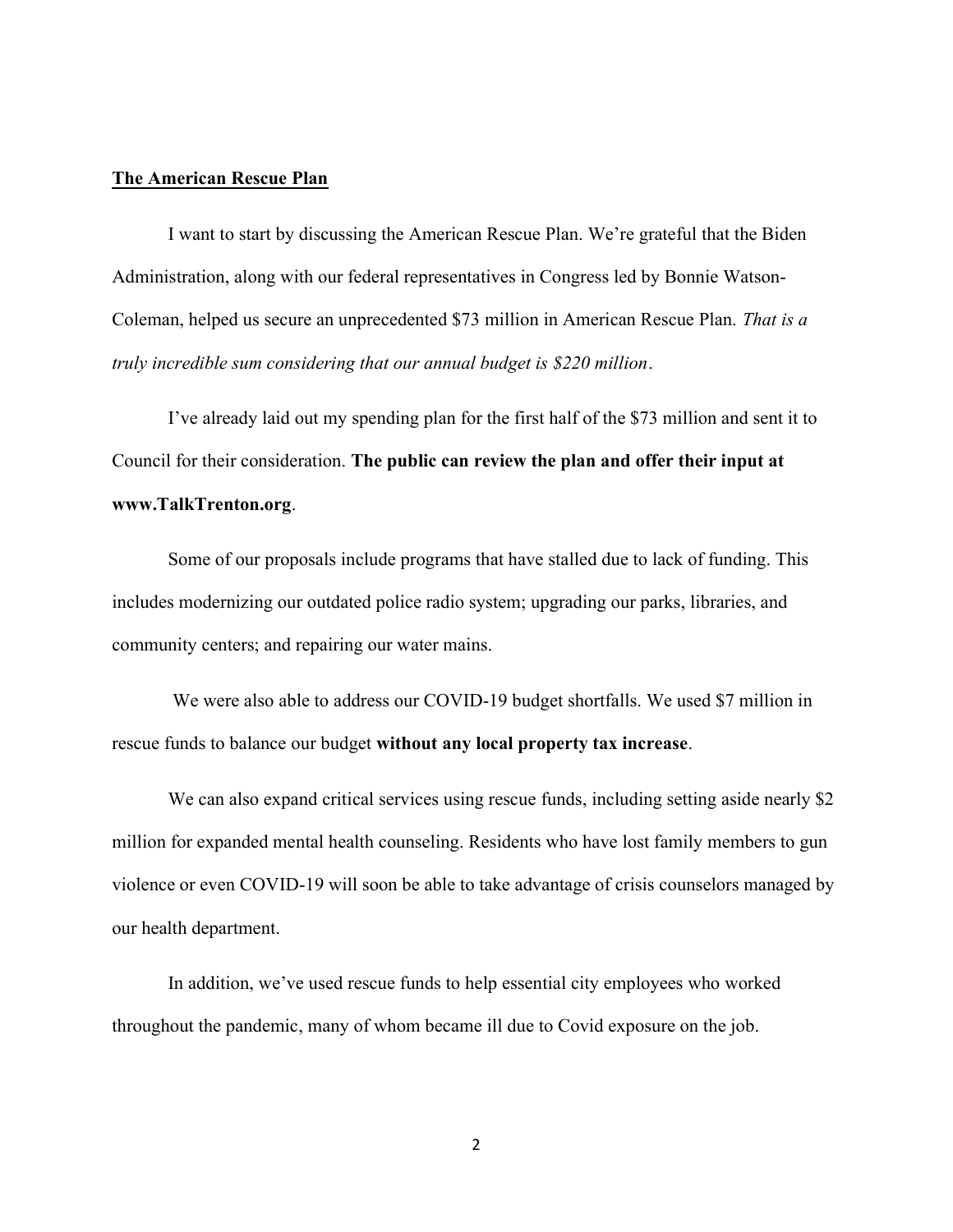**The American Rescue Plan**

I want to start by discussing the American Rescue Plan. We're grateful that the Biden Administration, along with our federal representatives in Congress led by Bonnie Watson-Coleman, helped us secure an unprecedented $73 million in American Rescue Plan. *That is a truly incredible sum considering that our annual budget is $220 million*.

I've already laid out my spending plan for the first half of the $73 million and sent it to Council for their consideration. **The public can review the plan and offer their input at www.TalkTrenton.org**.

Some of our proposals include programs that have stalled due to lack of funding. This includes modernizing our outdated police radio system; upgrading our parks, libraries, and community centers; and repairing our water mains.

We were also able to address our COVID-19 budget shortfalls. We used $7 million in rescue funds to balance our budget **without any local property tax increase**.

We can also expand critical services using rescue funds, including setting aside nearly $2 million for expanded mental health counseling. Residents who have lost family members to gun violence or even COVID-19 will soon be able to take advantage of crisis counselors managed by our health department.

In addition, we've used rescue funds to help essential city employees who worked throughout the pandemic, many of whom became ill due to Covid exposure on the job.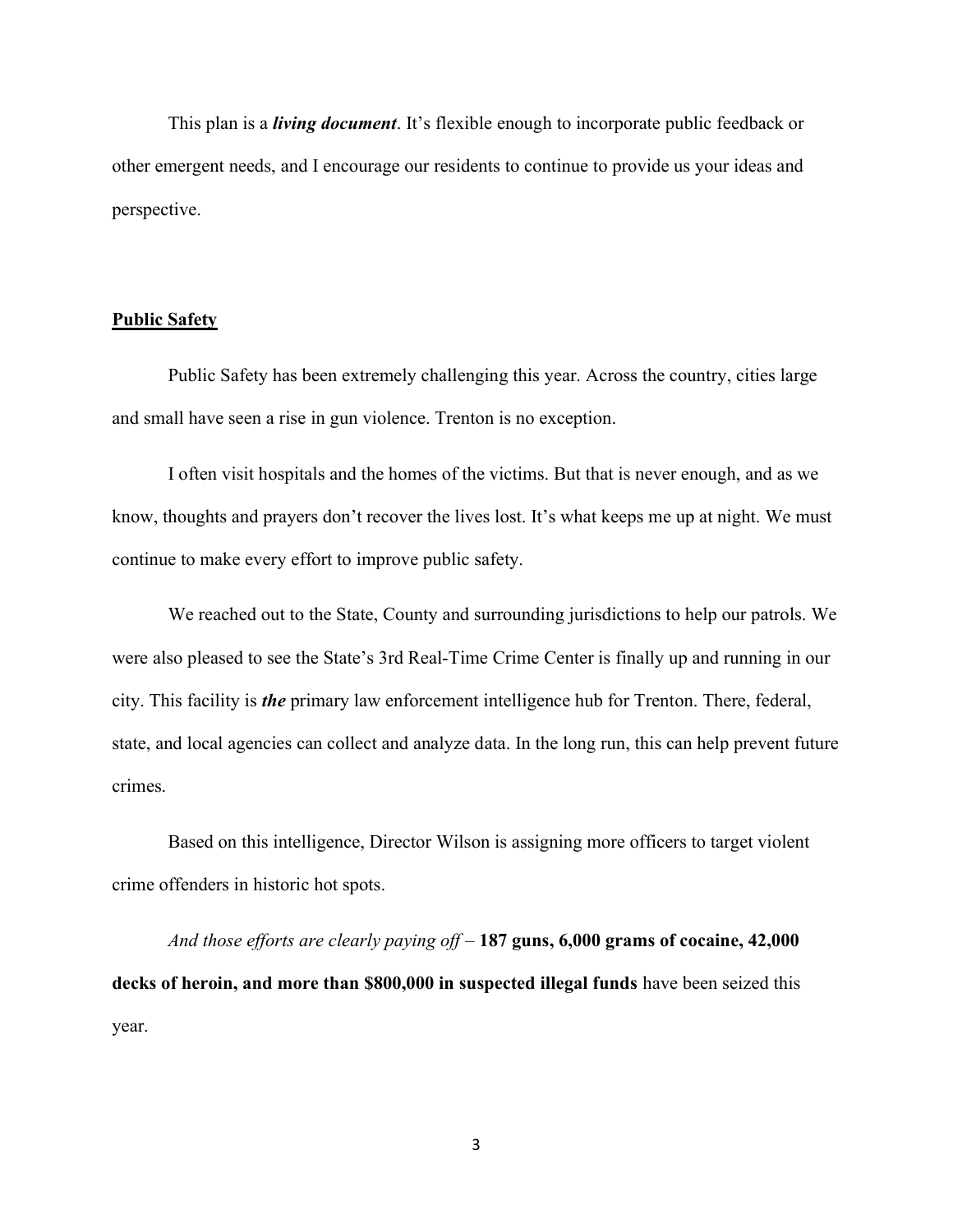This plan is a ***living document***. It's flexible enough to incorporate public feedback or other emergent needs, and I encourage our residents to continue to provide us your ideas and perspective.

## Public Safety

Public Safety has been extremely challenging this year. Across the country, cities large and small have seen a rise in gun violence. Trenton is no exception.

I often visit hospitals and the homes of the victims. But that is never enough, and as we know, thoughts and prayers don't recover the lives lost. It's what keeps me up at night. We must continue to make every effort to improve public safety.

We reached out to the State, County and surrounding jurisdictions to help our patrols. We were also pleased to see the State's 3rd Real-Time Crime Center is finally up and running in our city. This facility is ***the*** primary law enforcement intelligence hub for Trenton. There, federal, state, and local agencies can collect and analyze data. In the long run, this can help prevent future crimes.

Based on this intelligence, Director Wilson is assigning more officers to target violent crime offenders in historic hot spots.

*And those efforts are clearly paying off* – **187 guns, 6,000 grams of cocaine, 42,000 decks of heroin, and more than $800,000 in suspected illegal funds** have been seized this year.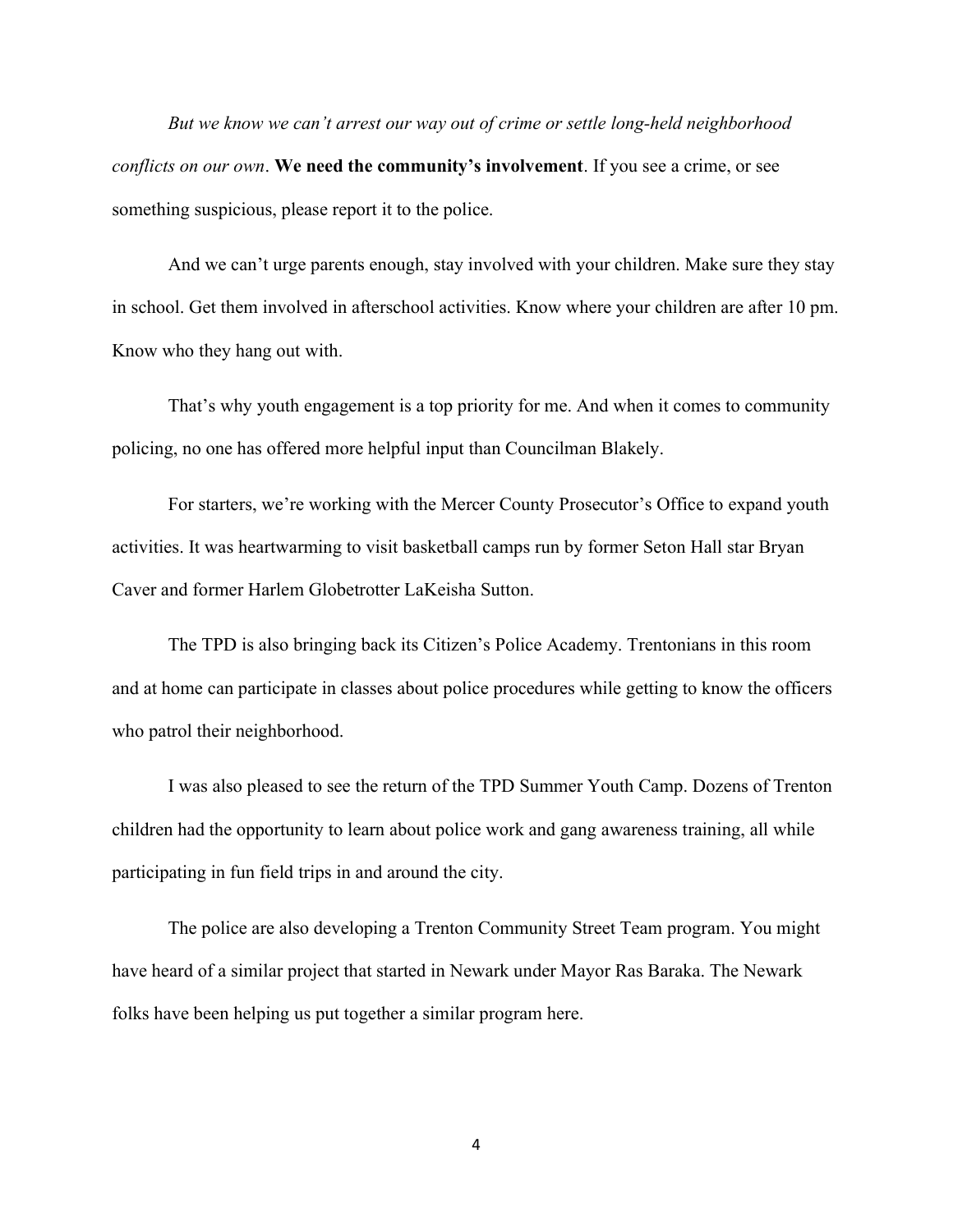*But we know we can't arrest our way out of crime or settle long-held neighborhood conflicts on our own*. **We need the community's involvement**. If you see a crime, or see something suspicious, please report it to the police.

And we can't urge parents enough, stay involved with your children. Make sure they stay in school. Get them involved in afterschool activities. Know where your children are after 10 pm. Know who they hang out with.

That's why youth engagement is a top priority for me. And when it comes to community policing, no one has offered more helpful input than Councilman Blakely.

For starters, we're working with the Mercer County Prosecutor's Office to expand youth activities. It was heartwarming to visit basketball camps run by former Seton Hall star Bryan Caver and former Harlem Globetrotter LaKeisha Sutton.

The TPD is also bringing back its Citizen's Police Academy. Trentonians in this room and at home can participate in classes about police procedures while getting to know the officers who patrol their neighborhood.

I was also pleased to see the return of the TPD Summer Youth Camp. Dozens of Trenton children had the opportunity to learn about police work and gang awareness training, all while participating in fun field trips in and around the city.

The police are also developing a Trenton Community Street Team program. You might have heard of a similar project that started in Newark under Mayor Ras Baraka. The Newark folks have been helping us put together a similar program here.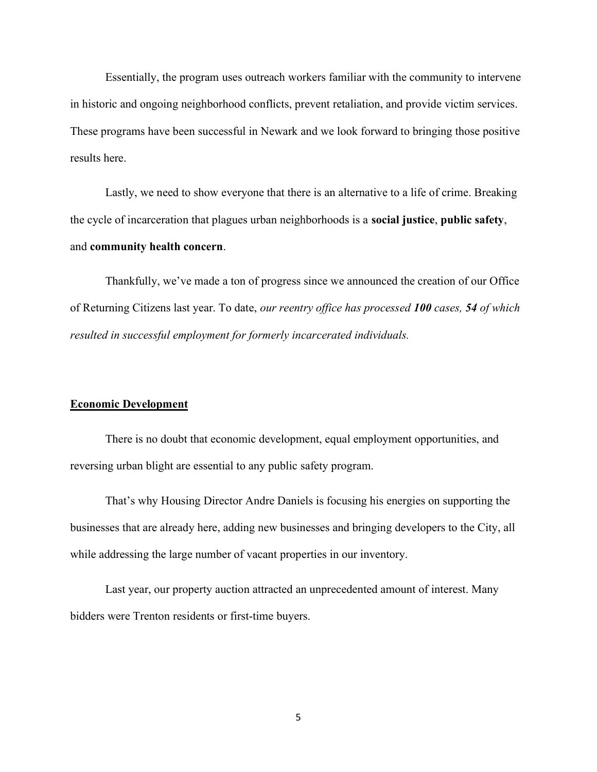Essentially, the program uses outreach workers familiar with the community to intervene in historic and ongoing neighborhood conflicts, prevent retaliation, and provide victim services. These programs have been successful in Newark and we look forward to bringing those positive results here.

Lastly, we need to show everyone that there is an alternative to a life of crime. Breaking the cycle of incarceration that plagues urban neighborhoods is a **social justice**, **public safety**, and **community health concern**.

Thankfully, we've made a ton of progress since we announced the creation of our Office of Returning Citizens last year. To date, *our reentry office has processed **100** cases, **54** of which resulted in successful employment for formerly incarcerated individuals.*

## Economic Development

There is no doubt that economic development, equal employment opportunities, and reversing urban blight are essential to any public safety program.

That's why Housing Director Andre Daniels is focusing his energies on supporting the businesses that are already here, adding new businesses and bringing developers to the City, all while addressing the large number of vacant properties in our inventory.

Last year, our property auction attracted an unprecedented amount of interest. Many bidders were Trenton residents or first-time buyers.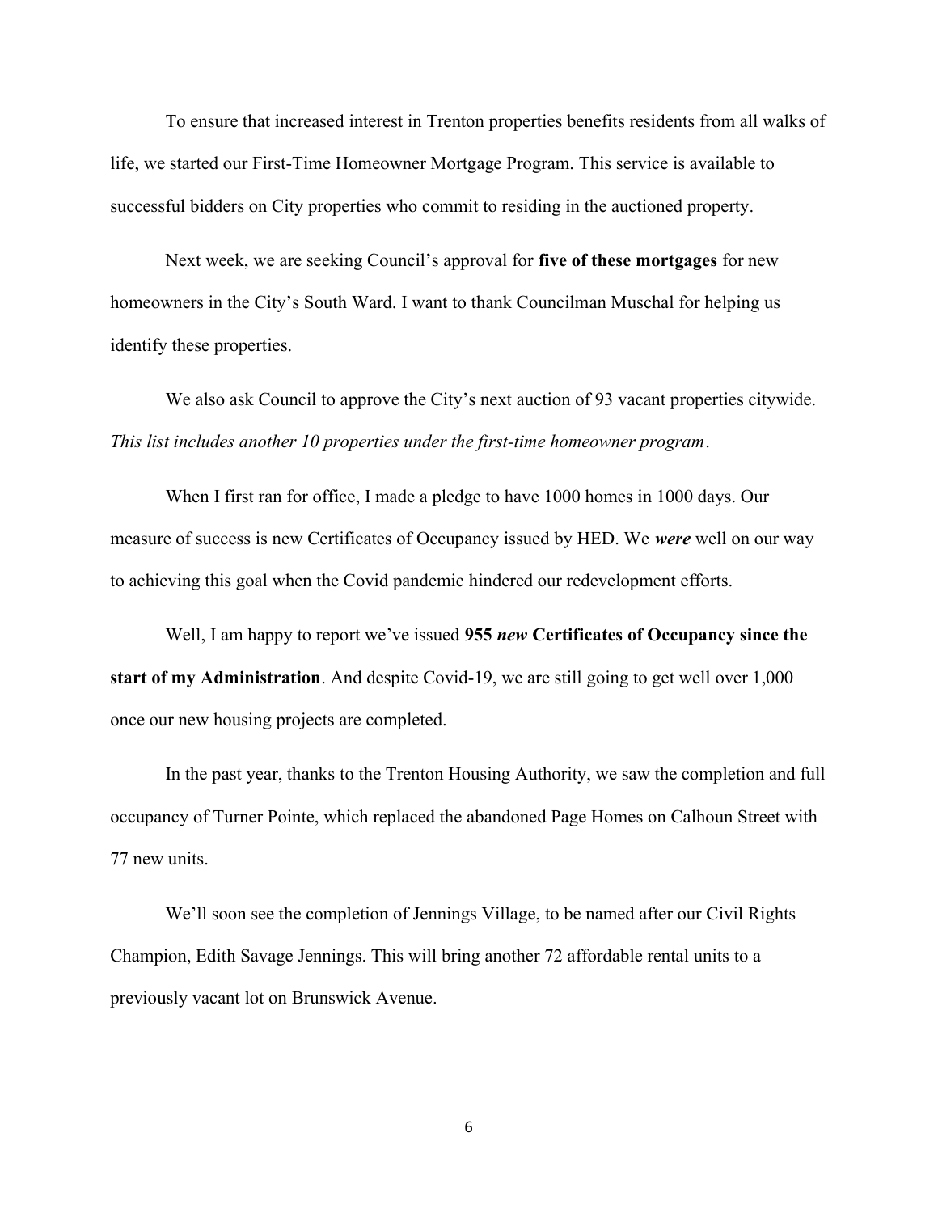To ensure that increased interest in Trenton properties benefits residents from all walks of life, we started our First-Time Homeowner Mortgage Program. This service is available to successful bidders on City properties who commit to residing in the auctioned property.

Next week, we are seeking Council's approval for **five of these mortgages** for new homeowners in the City's South Ward. I want to thank Councilman Muschal for helping us identify these properties.

We also ask Council to approve the City's next auction of 93 vacant properties citywide. *This list includes another 10 properties under the first-time homeowner program*.

When I first ran for office, I made a pledge to have 1000 homes in 1000 days. Our measure of success is new Certificates of Occupancy issued by HED. We ***were*** well on our way to achieving this goal when the Covid pandemic hindered our redevelopment efforts.

Well, I am happy to report we've issued **955 *new* Certificates of Occupancy since the start of my Administration**. And despite Covid-19, we are still going to get well over 1,000 once our new housing projects are completed.

In the past year, thanks to the Trenton Housing Authority, we saw the completion and full occupancy of Turner Pointe, which replaced the abandoned Page Homes on Calhoun Street with 77 new units.

We'll soon see the completion of Jennings Village, to be named after our Civil Rights Champion, Edith Savage Jennings. This will bring another 72 affordable rental units to a previously vacant lot on Brunswick Avenue.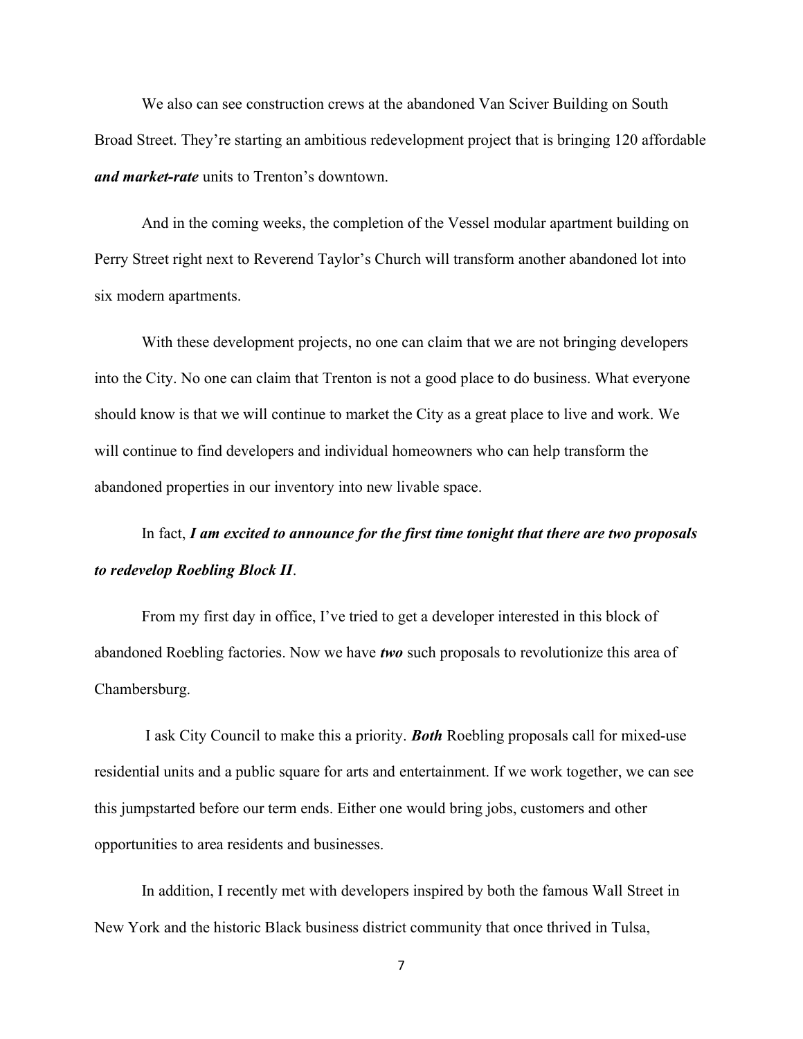We also can see construction crews at the abandoned Van Sciver Building on South Broad Street. They're starting an ambitious redevelopment project that is bringing 120 affordable ***and market-rate*** units to Trenton's downtown.

And in the coming weeks, the completion of the Vessel modular apartment building on Perry Street right next to Reverend Taylor's Church will transform another abandoned lot into six modern apartments.

With these development projects, no one can claim that we are not bringing developers into the City. No one can claim that Trenton is not a good place to do business. What everyone should know is that we will continue to market the City as a great place to live and work. We will continue to find developers and individual homeowners who can help transform the abandoned properties in our inventory into new livable space.

In fact, ***I am excited to announce for the first time tonight that there are two proposals to redevelop Roebling Block II***.

From my first day in office, I've tried to get a developer interested in this block of abandoned Roebling factories. Now we have ***two*** such proposals to revolutionize this area of Chambersburg.

I ask City Council to make this a priority. ***Both*** Roebling proposals call for mixed-use residential units and a public square for arts and entertainment. If we work together, we can see this jumpstarted before our term ends. Either one would bring jobs, customers and other opportunities to area residents and businesses.

In addition, I recently met with developers inspired by both the famous Wall Street in New York and the historic Black business district community that once thrived in Tulsa,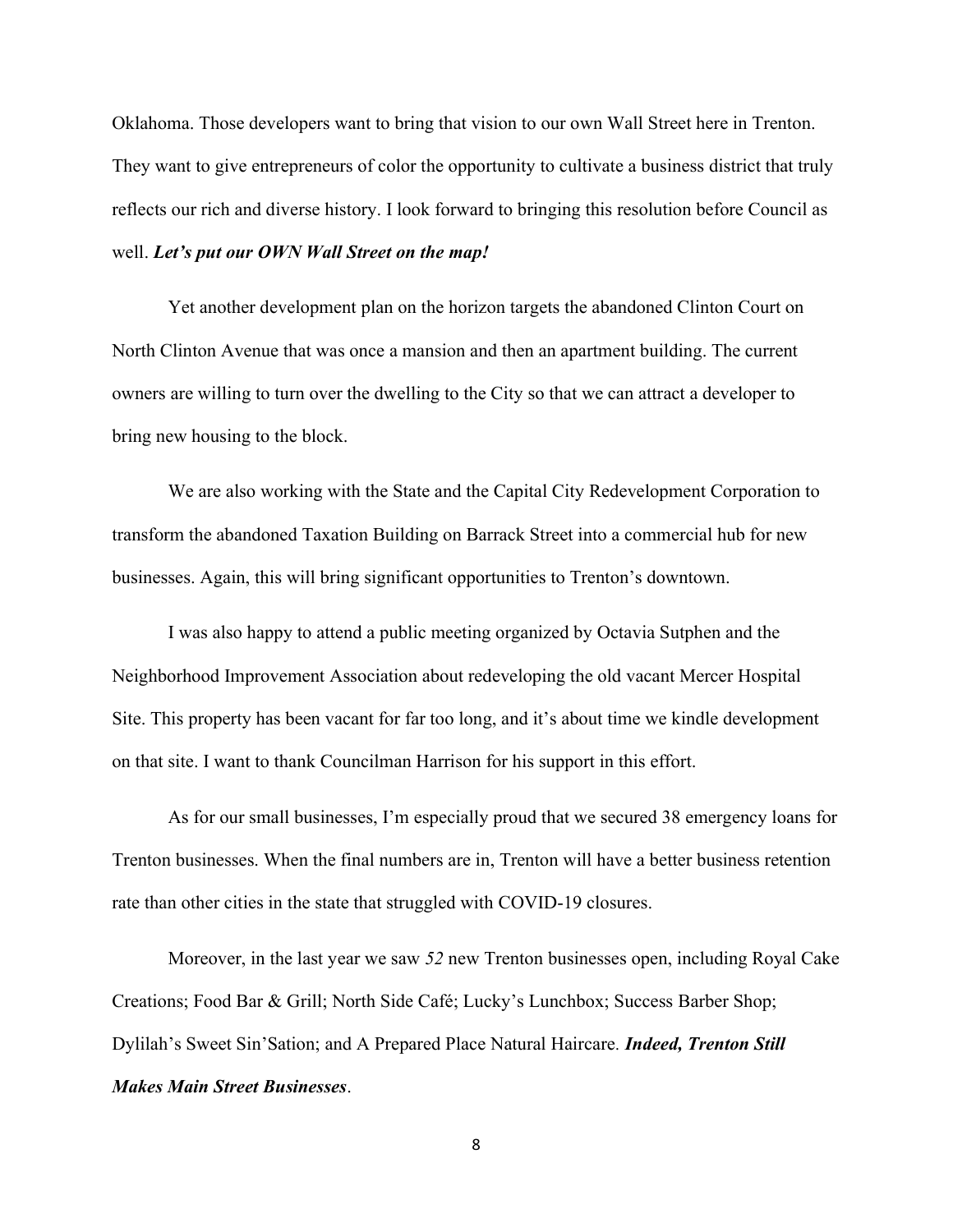Oklahoma. Those developers want to bring that vision to our own Wall Street here in Trenton. They want to give entrepreneurs of color the opportunity to cultivate a business district that truly reflects our rich and diverse history. I look forward to bringing this resolution before Council as well. ***Let's put our OWN Wall Street on the map!***

Yet another development plan on the horizon targets the abandoned Clinton Court on North Clinton Avenue that was once a mansion and then an apartment building. The current owners are willing to turn over the dwelling to the City so that we can attract a developer to bring new housing to the block.

We are also working with the State and the Capital City Redevelopment Corporation to transform the abandoned Taxation Building on Barrack Street into a commercial hub for new businesses. Again, this will bring significant opportunities to Trenton's downtown.

I was also happy to attend a public meeting organized by Octavia Sutphen and the Neighborhood Improvement Association about redeveloping the old vacant Mercer Hospital Site. This property has been vacant for far too long, and it's about time we kindle development on that site. I want to thank Councilman Harrison for his support in this effort.

As for our small businesses, I'm especially proud that we secured 38 emergency loans for Trenton businesses. When the final numbers are in, Trenton will have a better business retention rate than other cities in the state that struggled with COVID-19 closures.

Moreover, in the last year we saw *52* new Trenton businesses open, including Royal Cake Creations; Food Bar & Grill; North Side Café; Lucky's Lunchbox; Success Barber Shop; Dylilah's Sweet Sin'Sation; and A Prepared Place Natural Haircare. ***Indeed, Trenton Still Makes Main Street Businesses***.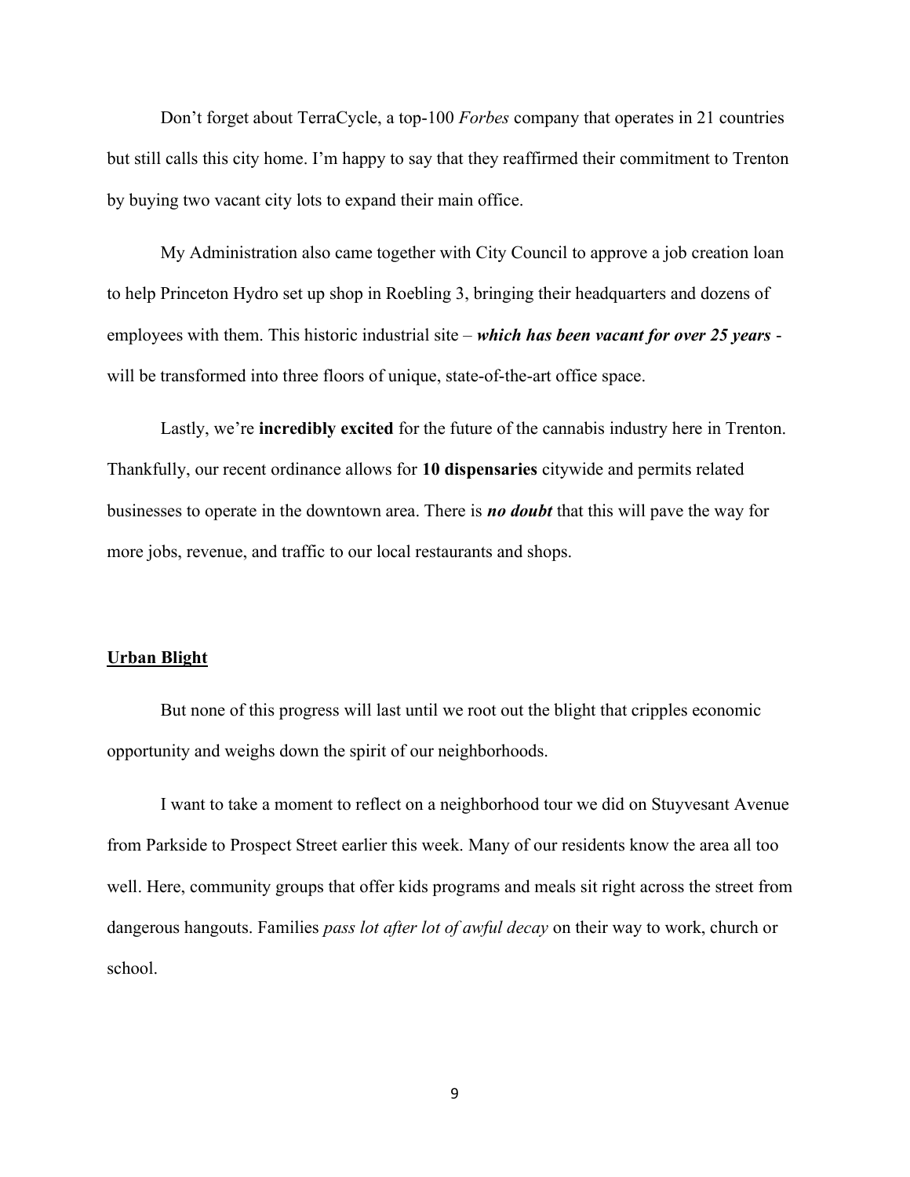Don't forget about TerraCycle, a top-100 *Forbes* company that operates in 21 countries but still calls this city home. I'm happy to say that they reaffirmed their commitment to Trenton by buying two vacant city lots to expand their main office.

My Administration also came together with City Council to approve a job creation loan to help Princeton Hydro set up shop in Roebling 3, bringing their headquarters and dozens of employees with them. This historic industrial site – ***which has been vacant for over 25 years*** - will be transformed into three floors of unique, state-of-the-art office space.

Lastly, we're **incredibly excited** for the future of the cannabis industry here in Trenton. Thankfully, our recent ordinance allows for **10 dispensaries** citywide and permits related businesses to operate in the downtown area. There is ***no doubt*** that this will pave the way for more jobs, revenue, and traffic to our local restaurants and shops.

## <u>Urban Blight</u>

But none of this progress will last until we root out the blight that cripples economic opportunity and weighs down the spirit of our neighborhoods.

I want to take a moment to reflect on a neighborhood tour we did on Stuyvesant Avenue from Parkside to Prospect Street earlier this week. Many of our residents know the area all too well. Here, community groups that offer kids programs and meals sit right across the street from dangerous hangouts. Families *pass lot after lot of awful decay* on their way to work, church or school.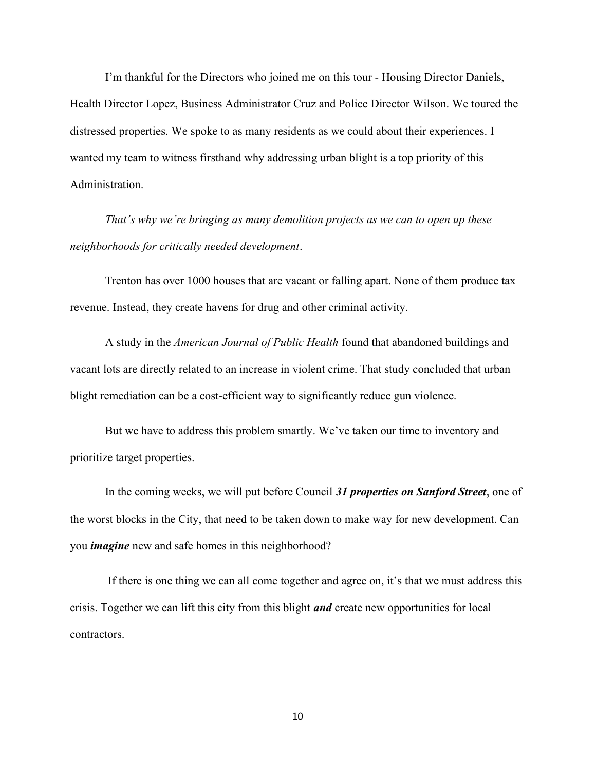I'm thankful for the Directors who joined me on this tour - Housing Director Daniels, Health Director Lopez, Business Administrator Cruz and Police Director Wilson. We toured the distressed properties. We spoke to as many residents as we could about their experiences. I wanted my team to witness firsthand why addressing urban blight is a top priority of this Administration.

*That's why we're bringing as many demolition projects as we can to open up these neighborhoods for critically needed development*.

Trenton has over 1000 houses that are vacant or falling apart. None of them produce tax revenue. Instead, they create havens for drug and other criminal activity.

A study in the *American Journal of Public Health* found that abandoned buildings and vacant lots are directly related to an increase in violent crime. That study concluded that urban blight remediation can be a cost-efficient way to significantly reduce gun violence.

But we have to address this problem smartly. We've taken our time to inventory and prioritize target properties.

In the coming weeks, we will put before Council ***31 properties on Sanford Street***, one of the worst blocks in the City, that need to be taken down to make way for new development. Can you ***imagine*** new and safe homes in this neighborhood?

If there is one thing we can all come together and agree on, it's that we must address this crisis. Together we can lift this city from this blight ***and*** create new opportunities for local contractors.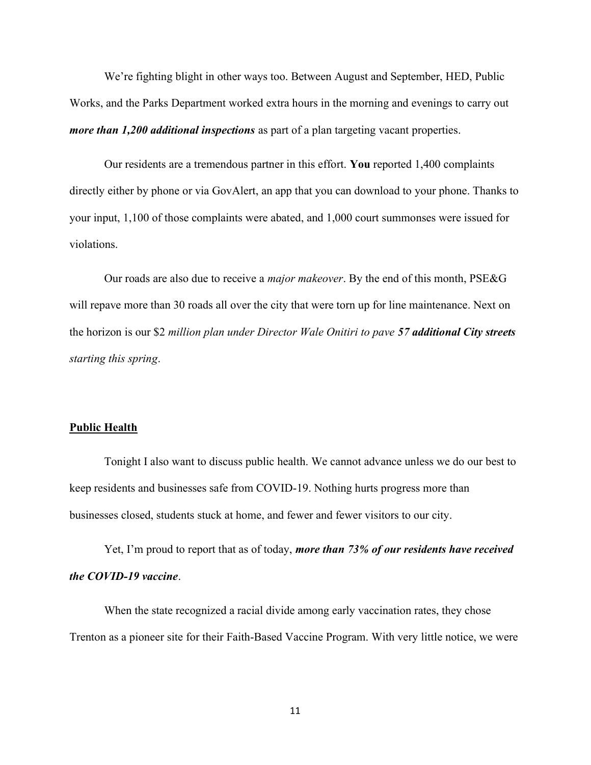We're fighting blight in other ways too. Between August and September, HED, Public Works, and the Parks Department worked extra hours in the morning and evenings to carry out ***more than 1,200 additional inspections*** as part of a plan targeting vacant properties.

Our residents are a tremendous partner in this effort. **You** reported 1,400 complaints directly either by phone or via GovAlert, an app that you can download to your phone. Thanks to your input, 1,100 of those complaints were abated, and 1,000 court summonses were issued for violations.

Our roads are also due to receive a *major makeover*. By the end of this month, PSE&G will repave more than 30 roads all over the city that were torn up for line maintenance. Next on the horizon is our $2 *million plan under Director Wale Onitiri to pave **57 additional City streets** starting this spring*.

**Public Health**

Tonight I also want to discuss public health. We cannot advance unless we do our best to keep residents and businesses safe from COVID-19. Nothing hurts progress more than businesses closed, students stuck at home, and fewer and fewer visitors to our city.

Yet, I'm proud to report that as of today, ***more than 73% of our residents have received the COVID-19 vaccine***.

When the state recognized a racial divide among early vaccination rates, they chose Trenton as a pioneer site for their Faith-Based Vaccine Program. With very little notice, we were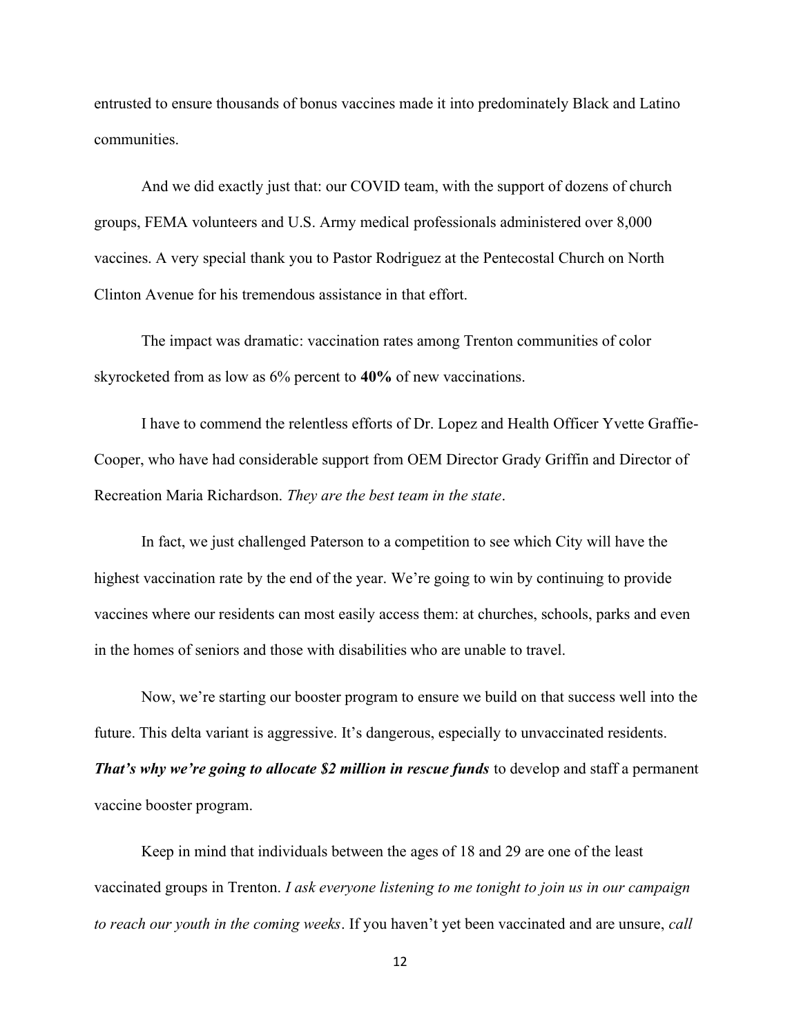entrusted to ensure thousands of bonus vaccines made it into predominately Black and Latino communities.

And we did exactly just that: our COVID team, with the support of dozens of church groups, FEMA volunteers and U.S. Army medical professionals administered over 8,000 vaccines. A very special thank you to Pastor Rodriguez at the Pentecostal Church on North Clinton Avenue for his tremendous assistance in that effort.

The impact was dramatic: vaccination rates among Trenton communities of color skyrocketed from as low as 6% percent to **40%** of new vaccinations.

I have to commend the relentless efforts of Dr. Lopez and Health Officer Yvette Graffie-Cooper, who have had considerable support from OEM Director Grady Griffin and Director of Recreation Maria Richardson. *They are the best team in the state*.

In fact, we just challenged Paterson to a competition to see which City will have the highest vaccination rate by the end of the year. We're going to win by continuing to provide vaccines where our residents can most easily access them: at churches, schools, parks and even in the homes of seniors and those with disabilities who are unable to travel.

Now, we're starting our booster program to ensure we build on that success well into the future. This delta variant is aggressive. It's dangerous, especially to unvaccinated residents. ***That's why we're going to allocate $2 million in rescue funds*** to develop and staff a permanent vaccine booster program.

Keep in mind that individuals between the ages of 18 and 29 are one of the least vaccinated groups in Trenton. *I ask everyone listening to me tonight to join us in our campaign to reach our youth in the coming weeks*. If you haven't yet been vaccinated and are unsure, *call*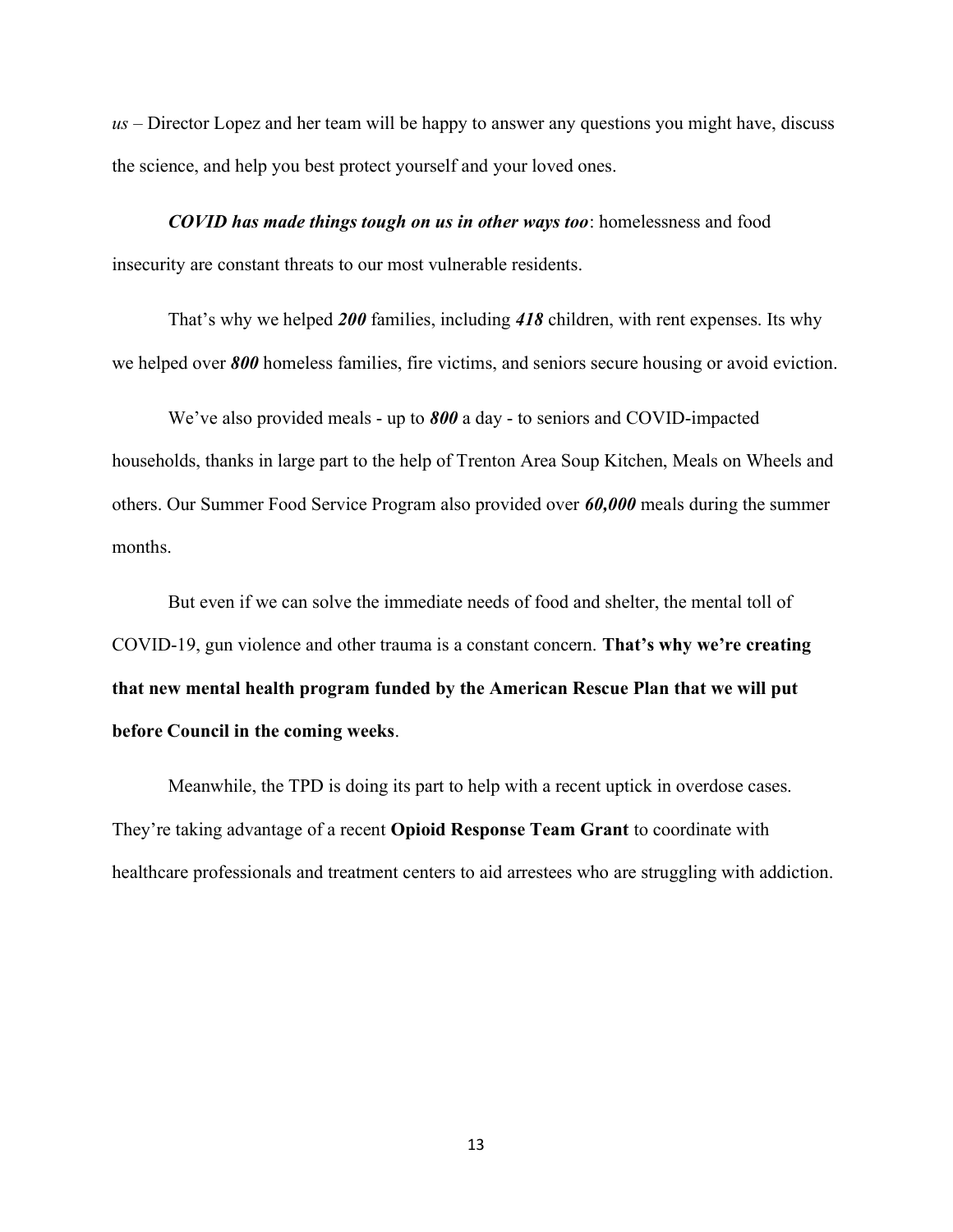*us* – Director Lopez and her team will be happy to answer any questions you might have, discuss the science, and help you best protect yourself and your loved ones.

***COVID has made things tough on us in other ways too***: homelessness and food insecurity are constant threats to our most vulnerable residents.

That's why we helped ***200*** families, including ***418*** children, with rent expenses. Its why we helped over ***800*** homeless families, fire victims, and seniors secure housing or avoid eviction.

We've also provided meals - up to ***800*** a day - to seniors and COVID-impacted households, thanks in large part to the help of Trenton Area Soup Kitchen, Meals on Wheels and others. Our Summer Food Service Program also provided over ***60,000*** meals during the summer months.

But even if we can solve the immediate needs of food and shelter, the mental toll of COVID-19, gun violence and other trauma is a constant concern. **That's why we're creating that new mental health program funded by the American Rescue Plan that we will put before Council in the coming weeks**.

Meanwhile, the TPD is doing its part to help with a recent uptick in overdose cases. They're taking advantage of a recent **Opioid Response Team Grant** to coordinate with healthcare professionals and treatment centers to aid arrestees who are struggling with addiction.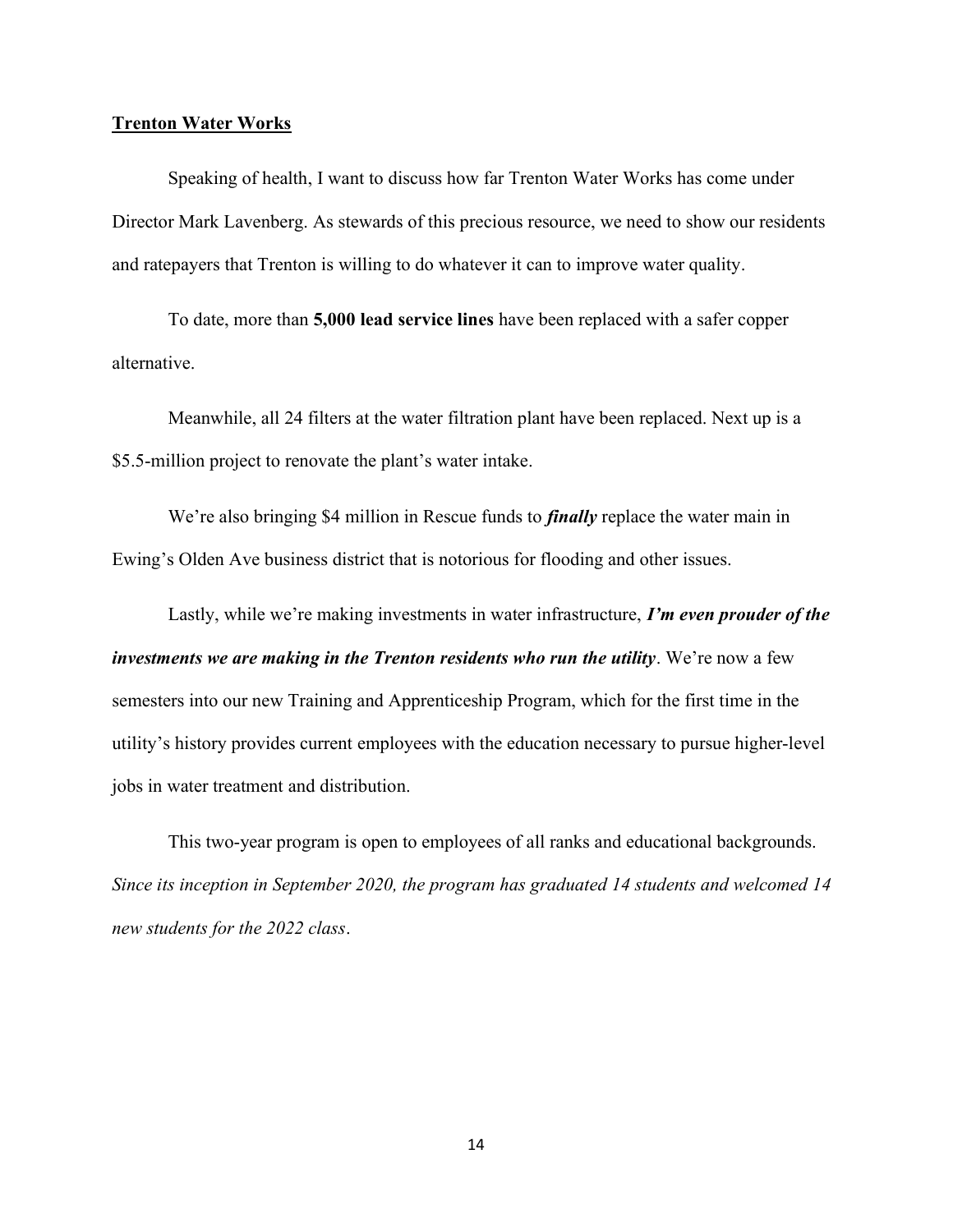## <u>Trenton Water Works</u>

Speaking of health, I want to discuss how far Trenton Water Works has come under Director Mark Lavenberg. As stewards of this precious resource, we need to show our residents and ratepayers that Trenton is willing to do whatever it can to improve water quality.

To date, more than **5,000 lead service lines** have been replaced with a safer copper alternative.

Meanwhile, all 24 filters at the water filtration plant have been replaced. Next up is a $5.5-million project to renovate the plant's water intake.

We're also bringing $4 million in Rescue funds to ***finally*** replace the water main in Ewing's Olden Ave business district that is notorious for flooding and other issues.

Lastly, while we're making investments in water infrastructure, ***I'm even prouder of the investments we are making in the Trenton residents who run the utility***. We're now a few semesters into our new Training and Apprenticeship Program, which for the first time in the utility's history provides current employees with the education necessary to pursue higher-level jobs in water treatment and distribution.

This two-year program is open to employees of all ranks and educational backgrounds. *Since its inception in September 2020, the program has graduated 14 students and welcomed 14 new students for the 2022 class*.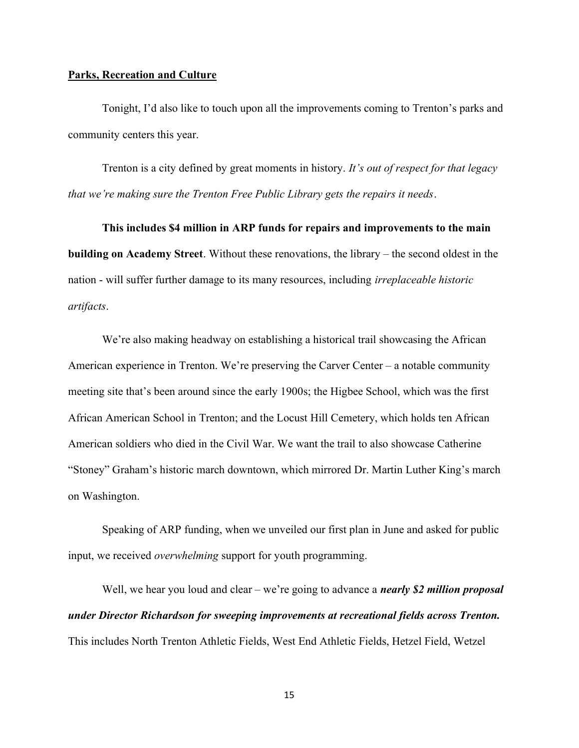**<u>Parks, Recreation and Culture</u>**

Tonight, I'd also like to touch upon all the improvements coming to Trenton's parks and community centers this year.

Trenton is a city defined by great moments in history. *It's out of respect for that legacy that we're making sure the Trenton Free Public Library gets the repairs it needs*.

**This includes $4 million in ARP funds for repairs and improvements to the main building on Academy Street**. Without these renovations, the library – the second oldest in the nation - will suffer further damage to its many resources, including *irreplaceable historic artifacts*.

We're also making headway on establishing a historical trail showcasing the African American experience in Trenton. We're preserving the Carver Center – a notable community meeting site that's been around since the early 1900s; the Higbee School, which was the first African American School in Trenton; and the Locust Hill Cemetery, which holds ten African American soldiers who died in the Civil War. We want the trail to also showcase Catherine "Stoney" Graham's historic march downtown, which mirrored Dr. Martin Luther King's march on Washington.

Speaking of ARP funding, when we unveiled our first plan in June and asked for public input, we received *overwhelming* support for youth programming.

Well, we hear you loud and clear – we're going to advance a ***nearly $2 million proposal under Director Richardson for sweeping improvements at recreational fields across Trenton.*** This includes North Trenton Athletic Fields, West End Athletic Fields, Hetzel Field, Wetzel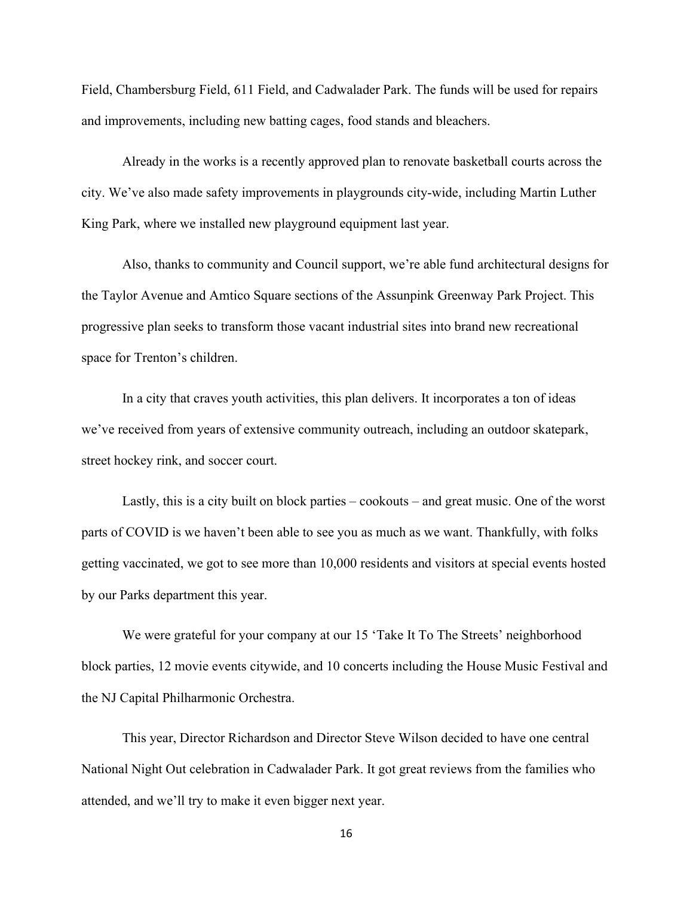Field, Chambersburg Field, 611 Field, and Cadwalader Park. The funds will be used for repairs and improvements, including new batting cages, food stands and bleachers.

Already in the works is a recently approved plan to renovate basketball courts across the city. We've also made safety improvements in playgrounds city-wide, including Martin Luther King Park, where we installed new playground equipment last year.

Also, thanks to community and Council support, we're able fund architectural designs for the Taylor Avenue and Amtico Square sections of the Assunpink Greenway Park Project. This progressive plan seeks to transform those vacant industrial sites into brand new recreational space for Trenton's children.

In a city that craves youth activities, this plan delivers. It incorporates a ton of ideas we've received from years of extensive community outreach, including an outdoor skatepark, street hockey rink, and soccer court.

Lastly, this is a city built on block parties – cookouts – and great music. One of the worst parts of COVID is we haven't been able to see you as much as we want. Thankfully, with folks getting vaccinated, we got to see more than 10,000 residents and visitors at special events hosted by our Parks department this year.

We were grateful for your company at our 15 'Take It To The Streets' neighborhood block parties, 12 movie events citywide, and 10 concerts including the House Music Festival and the NJ Capital Philharmonic Orchestra.

This year, Director Richardson and Director Steve Wilson decided to have one central National Night Out celebration in Cadwalader Park. It got great reviews from the families who attended, and we'll try to make it even bigger next year.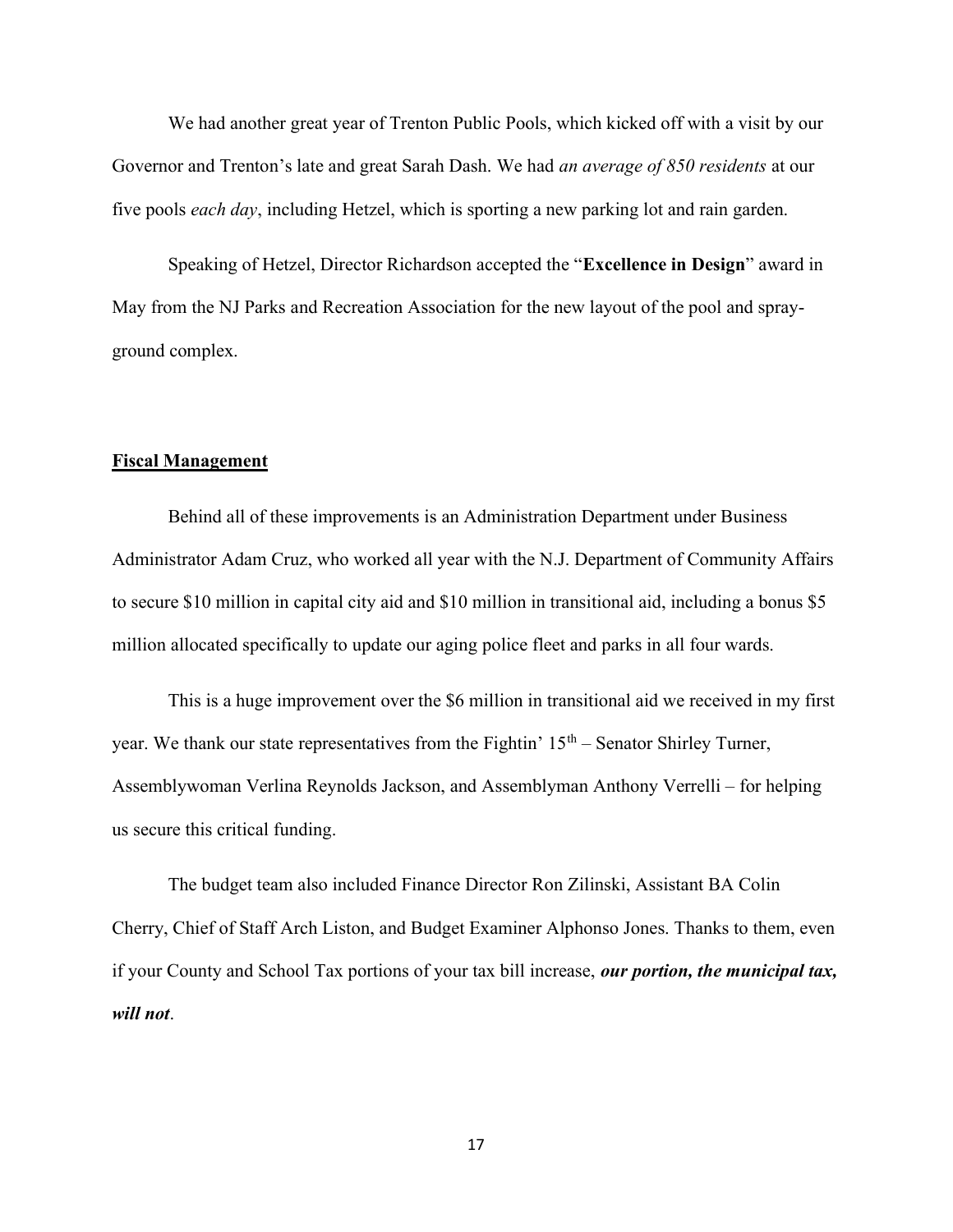We had another great year of Trenton Public Pools, which kicked off with a visit by our Governor and Trenton's late and great Sarah Dash. We had *an average of 850 residents* at our five pools *each day*, including Hetzel, which is sporting a new parking lot and rain garden.

Speaking of Hetzel, Director Richardson accepted the "**Excellence in Design**" award in May from the NJ Parks and Recreation Association for the new layout of the pool and spray-ground complex.

## Fiscal Management

Behind all of these improvements is an Administration Department under Business Administrator Adam Cruz, who worked all year with the N.J. Department of Community Affairs to secure $10 million in capital city aid and $10 million in transitional aid, including a bonus $5 million allocated specifically to update our aging police fleet and parks in all four wards.

This is a huge improvement over the $6 million in transitional aid we received in my first year. We thank our state representatives from the Fightin' 15th – Senator Shirley Turner, Assemblywoman Verlina Reynolds Jackson, and Assemblyman Anthony Verrelli – for helping us secure this critical funding.

The budget team also included Finance Director Ron Zilinski, Assistant BA Colin Cherry, Chief of Staff Arch Liston, and Budget Examiner Alphonso Jones. Thanks to them, even if your County and School Tax portions of your tax bill increase, ***our portion, the municipal tax, will not***.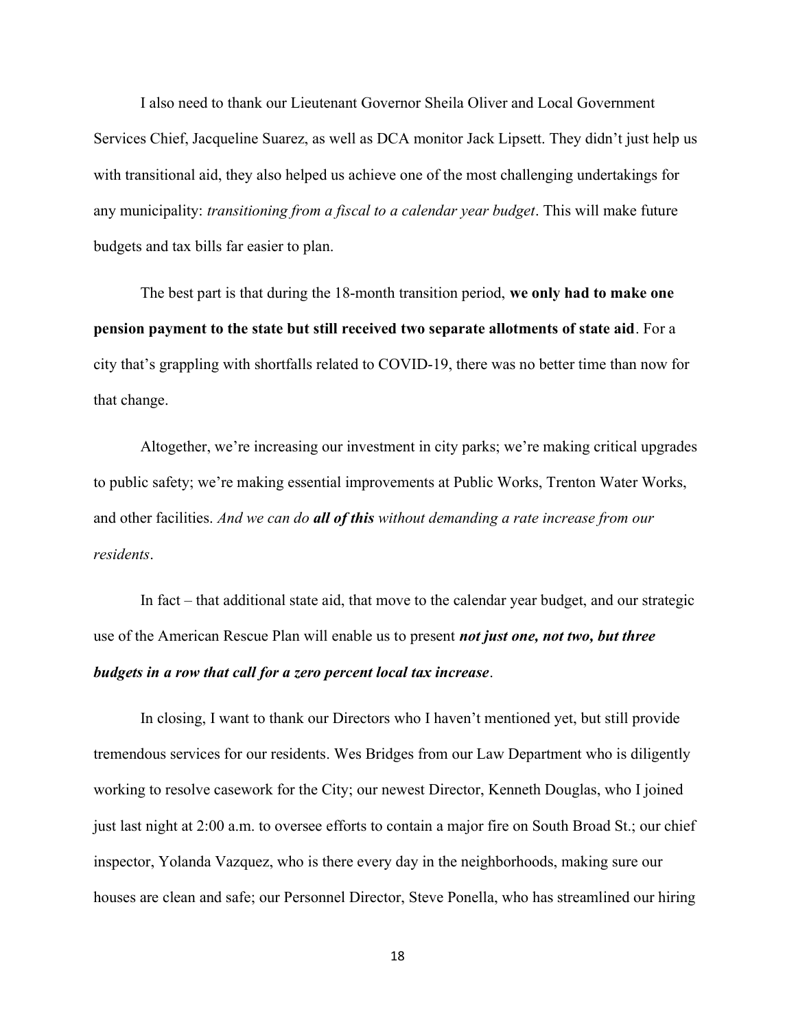I also need to thank our Lieutenant Governor Sheila Oliver and Local Government Services Chief, Jacqueline Suarez, as well as DCA monitor Jack Lipsett. They didn't just help us with transitional aid, they also helped us achieve one of the most challenging undertakings for any municipality: *transitioning from a fiscal to a calendar year budget*. This will make future budgets and tax bills far easier to plan.

The best part is that during the 18-month transition period, **we only had to make one pension payment to the state but still received two separate allotments of state aid**. For a city that's grappling with shortfalls related to COVID-19, there was no better time than now for that change.

Altogether, we're increasing our investment in city parks; we're making critical upgrades to public safety; we're making essential improvements at Public Works, Trenton Water Works, and other facilities. *And we can do* ***all of this*** *without demanding a rate increase from our residents*.

In fact – that additional state aid, that move to the calendar year budget, and our strategic use of the American Rescue Plan will enable us to present ***not just one, not two, but three budgets in a row that call for a zero percent local tax increase***.

In closing, I want to thank our Directors who I haven't mentioned yet, but still provide tremendous services for our residents. Wes Bridges from our Law Department who is diligently working to resolve casework for the City; our newest Director, Kenneth Douglas, who I joined just last night at 2:00 a.m. to oversee efforts to contain a major fire on South Broad St.; our chief inspector, Yolanda Vazquez, who is there every day in the neighborhoods, making sure our houses are clean and safe; our Personnel Director, Steve Ponella, who has streamlined our hiring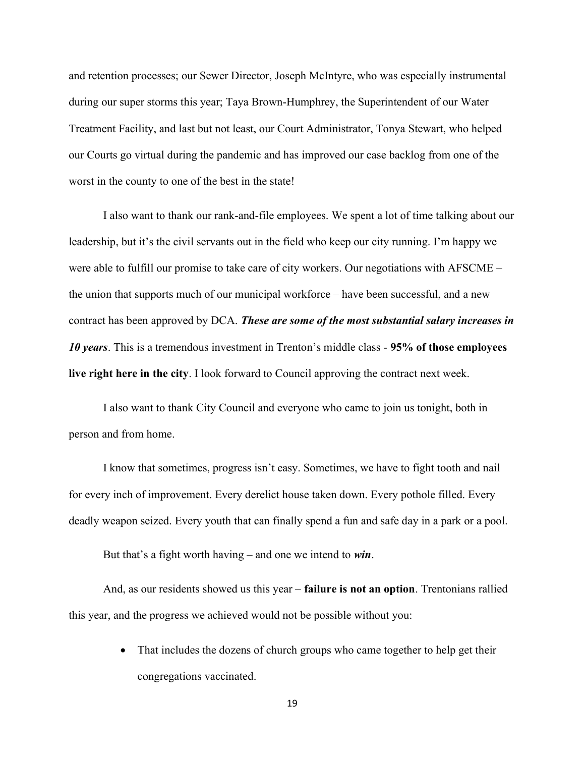and retention processes; our Sewer Director, Joseph McIntyre, who was especially instrumental during our super storms this year; Taya Brown-Humphrey, the Superintendent of our Water Treatment Facility, and last but not least, our Court Administrator, Tonya Stewart, who helped our Courts go virtual during the pandemic and has improved our case backlog from one of the worst in the county to one of the best in the state!

I also want to thank our rank-and-file employees. We spent a lot of time talking about our leadership, but it's the civil servants out in the field who keep our city running. I'm happy we were able to fulfill our promise to take care of city workers. Our negotiations with AFSCME – the union that supports much of our municipal workforce – have been successful, and a new contract has been approved by DCA. ***These are some of the most substantial salary increases in 10 years***. This is a tremendous investment in Trenton's middle class - **95% of those employees live right here in the city**. I look forward to Council approving the contract next week.

I also want to thank City Council and everyone who came to join us tonight, both in person and from home.

I know that sometimes, progress isn't easy. Sometimes, we have to fight tooth and nail for every inch of improvement. Every derelict house taken down. Every pothole filled. Every deadly weapon seized. Every youth that can finally spend a fun and safe day in a park or a pool.

But that's a fight worth having – and one we intend to ***win***.

And, as our residents showed us this year – **failure is not an option**. Trentonians rallied this year, and the progress we achieved would not be possible without you:

- That includes the dozens of church groups who came together to help get their congregations vaccinated.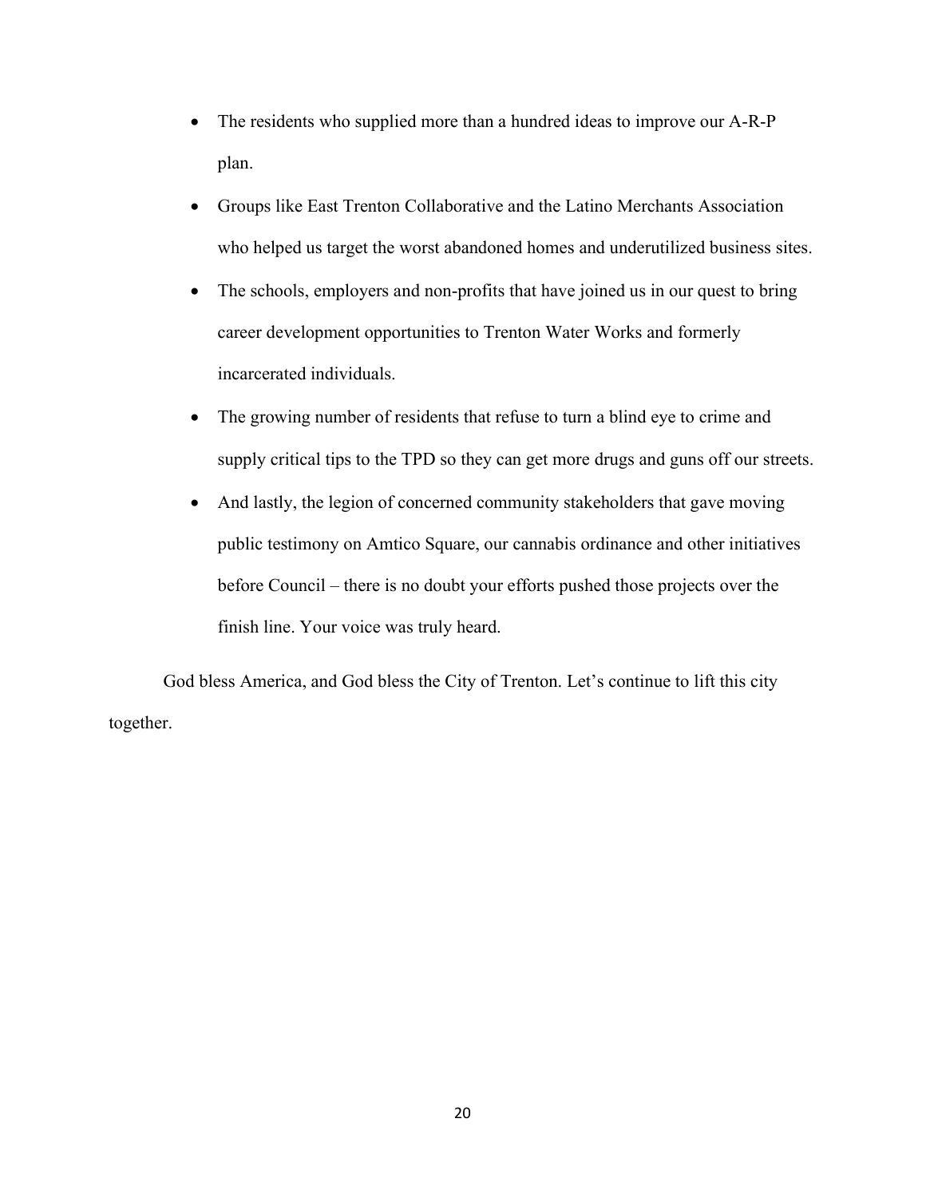- The residents who supplied more than a hundred ideas to improve our A-R-P plan.
- Groups like East Trenton Collaborative and the Latino Merchants Association who helped us target the worst abandoned homes and underutilized business sites.
- The schools, employers and non-profits that have joined us in our quest to bring career development opportunities to Trenton Water Works and formerly incarcerated individuals.
- The growing number of residents that refuse to turn a blind eye to crime and supply critical tips to the TPD so they can get more drugs and guns off our streets.
- And lastly, the legion of concerned community stakeholders that gave moving public testimony on Amtico Square, our cannabis ordinance and other initiatives before Council – there is no doubt your efforts pushed those projects over the finish line. Your voice was truly heard.

God bless America, and God bless the City of Trenton. Let's continue to lift this city together.